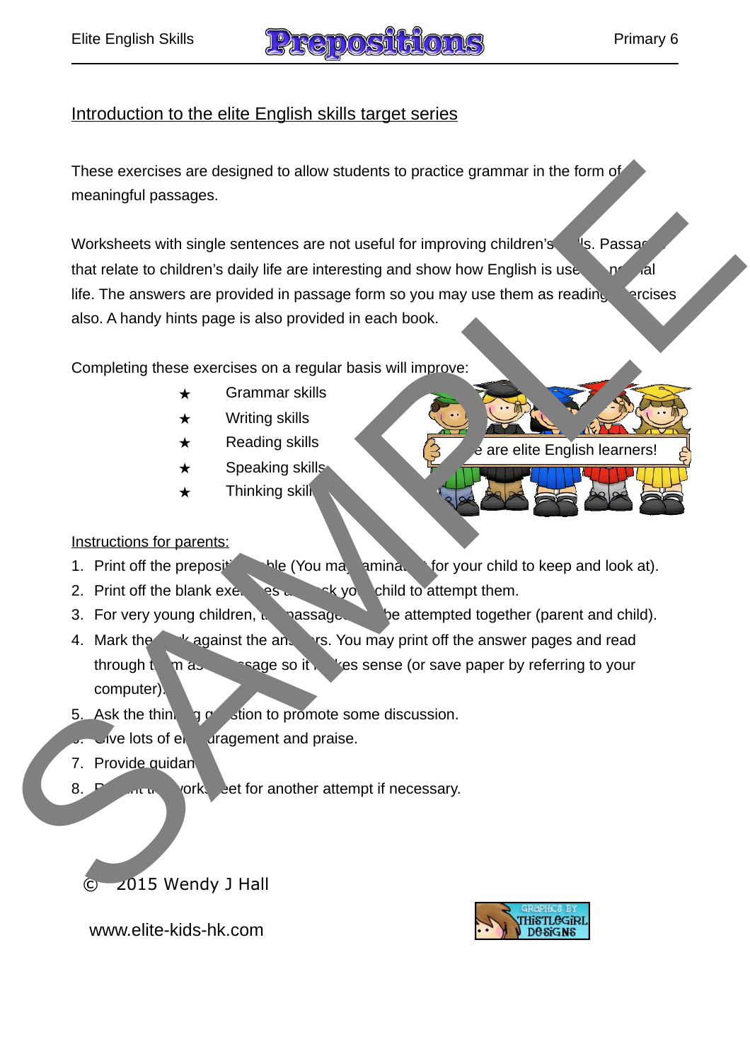## Introduction to the elite English skills target series

These exercises are designed to allow students to practice grammar in the form of meaningful passages.

Worksheets with single sentences are not useful for improving children's skills. Passages that relate to children's daily life are interesting and show how English is used in normal life. The answers are provided in passage form so you may use them as reading exercises also. A handy hints page is also provided in each book.

Completing these exercises on a regular basis will improve:

- ★ Grammar skills
- ★ Writing skills
- ★ Reading skills
- ★ Speaking skills
- ★ Thinking skills

We are elite English learners!

Instructions for parents:

1. Print off the preposition table (You may laminate it for your child to keep and look at).
2. Print off the blank exercises and ask your child to attempt them.
3. For very young children, the passages can be attempted together (parent and child).
4. Mark the work against the answers. You may print off the answer pages and read through them as a passage so it makes sense (or save paper by referring to your computer).
5. Ask the thinking question to promote some discussion.
6. Give lots of encouragement and praise.
7. Provide guidance.
8. Reprint the worksheet for another attempt if necessary.

© 2015 Wendy J Hall

www.elite-kids-hk.com

Graphics by Thistlegirl Designs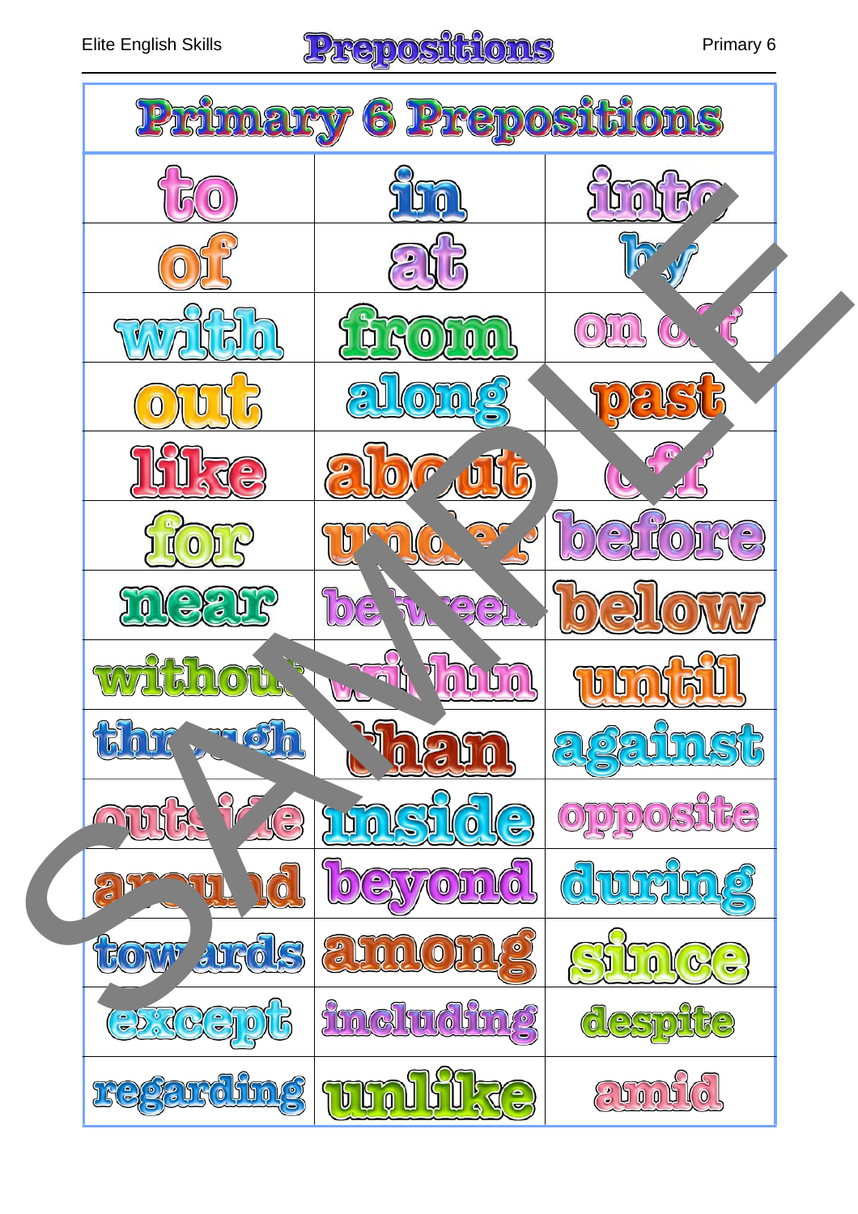# Primary 6 Prepositions

| | | |
|---|---|---|
| to | in | into |
| of | at | by |
| with | from | on off |
| out | along | past |
| like | about | off |
| for | under | before |
| near | between | below |
| without | within | until |
| through | than | against |
| outside | inside | opposite |
| around | beyond | during |
| towards | among | since |
| except | including | despite |
| regarding | unlike | amid |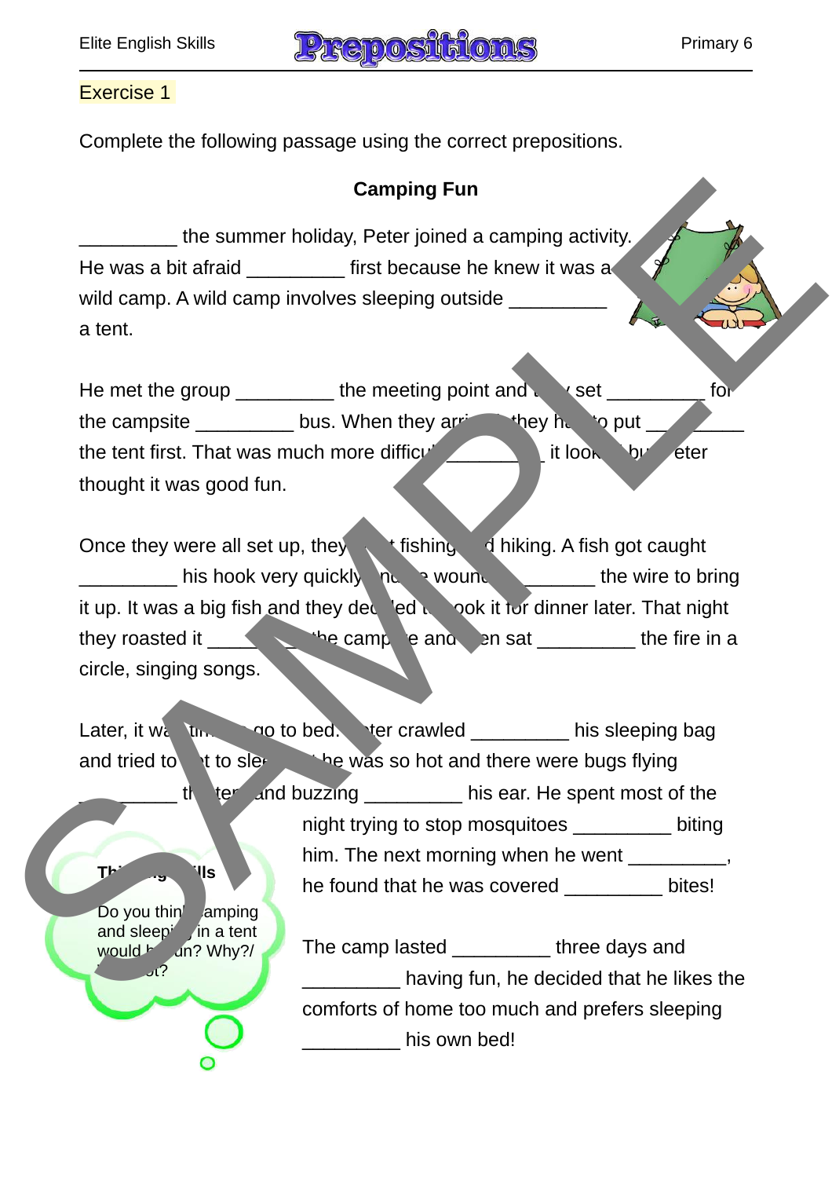## Exercise 1

Complete the following passage using the correct prepositions.

### Camping Fun

_________ the summer holiday, Peter joined a camping activity. He was a bit afraid _________ first because he knew it was a wild camp. A wild camp involves sleeping outside _________ a tent.

He met the group _________ the meeting point and they set _________ for the campsite _________ bus. When they arrived, they had to put _________ the tent first. That was much more difficult _________ it looked but Peter thought it was good fun.

Once they were all set up, they went fishing and hiking. A fish got caught _________ his hook very quickly and he wound _________ the wire to bring it up. It was a big fish and they decided to cook it for dinner later. That night they roasted it _________ the campfire and then sat _________ the fire in a circle, singing songs.

Later, it was time to go to bed. Peter crawled _________ his sleeping bag and tried to get to sleep but he was so hot and there were bugs flying _________ the tent and buzzing _________ his ear. He spent most of the night trying to stop mosquitoes _________ biting him. The next morning when he went _________, he found that he was covered _________ bites!

The camp lasted _________ three days and _________ having fun, he decided that he likes the comforts of home too much and prefers sleeping _________ his own bed!

**Thinking Skills**

Do you think camping and sleeping in a tent would be fun? Why?/Why not?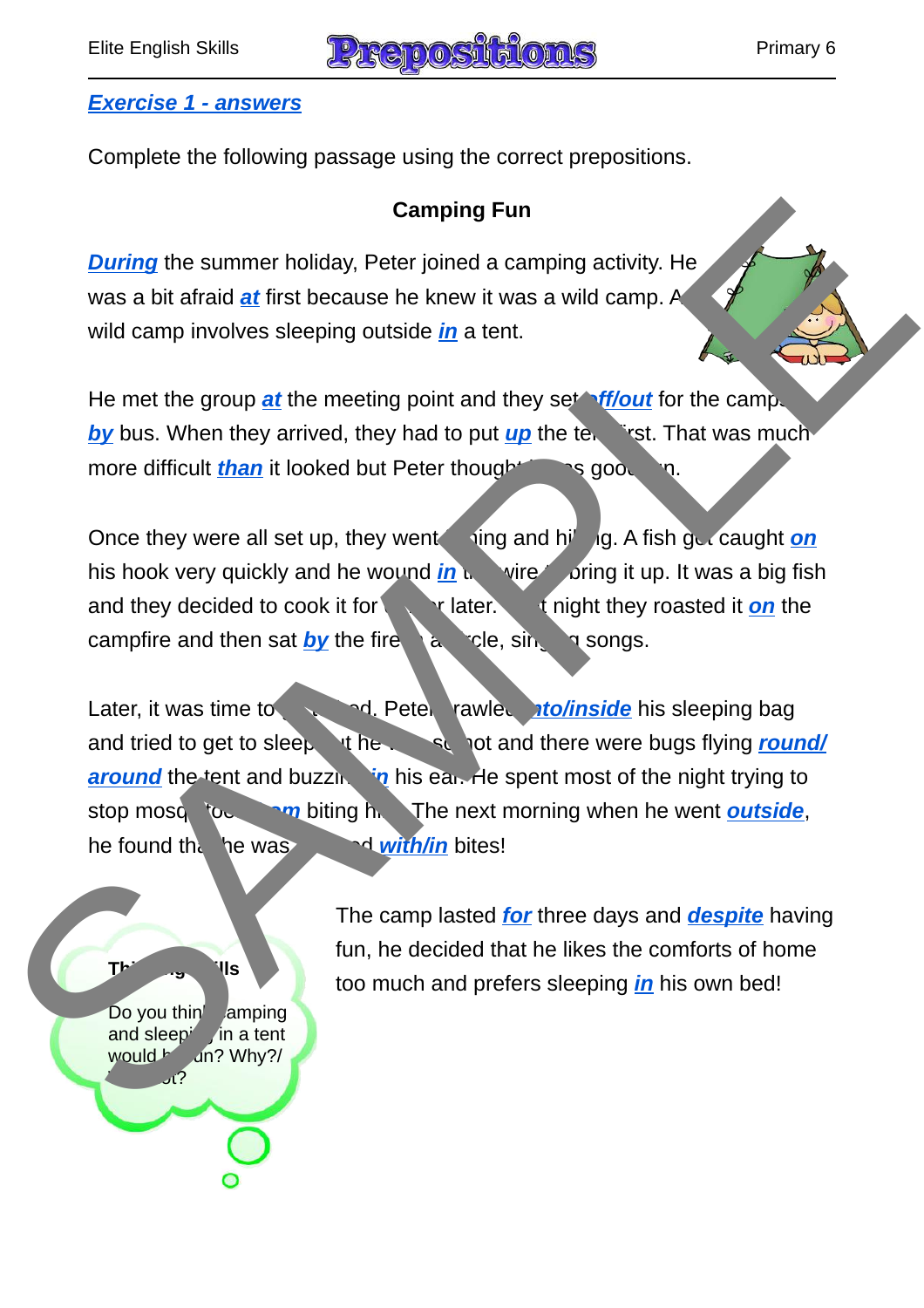## *Exercise 1 - answers*

Complete the following passage using the correct prepositions.

### Camping Fun

***During*** the summer holiday, Peter joined a camping activity. He was a bit afraid ***at*** first because he knew it was a wild camp. A wild camp involves sleeping outside ***in*** a tent.

He met the group ***at*** the meeting point and they set ***off/out*** for the camp ***by*** bus. When they arrived, they had to put ***up*** the tent first. That was much more difficult ***than*** it looked but Peter thought it was good fun.

Once they were all set up, they went fishing and hiking. A fish got caught ***on*** his hook very quickly and he wound ***in*** the wire to bring it up. It was a big fish and they decided to cook it for dinner later. That night they roasted it ***on*** the campfire and then sat ***by*** the fire in a circle, singing songs.

Later, it was time to go to bed. Peter crawled ***into/inside*** his sleeping bag and tried to get to sleep but he was so hot and there were bugs flying ***round/ around*** the tent and buzzing ***in*** his ear. He spent most of the night trying to stop mosquitoes ***from*** biting him. The next morning when he went ***outside***, he found that he was covered ***with/in*** bites!

The camp lasted ***for*** three days and ***despite*** having fun, he decided that he likes the comforts of home too much and prefers sleeping ***in*** his own bed!

**Thinking Skills**

Do you think camping and sleeping in a tent would be fun? Why?/ Why not?